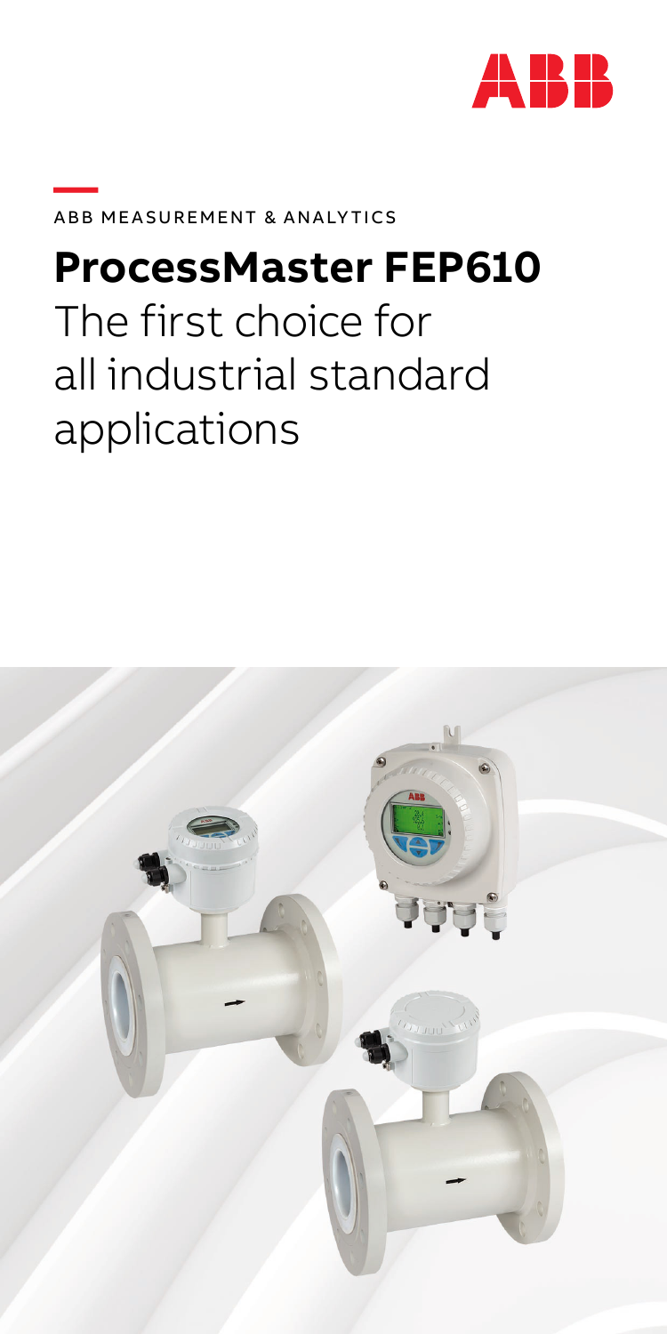ABB MEASUREMENT & ANALYTICS

# ProcessMaster FEP610

The first choice for all industrial standard applications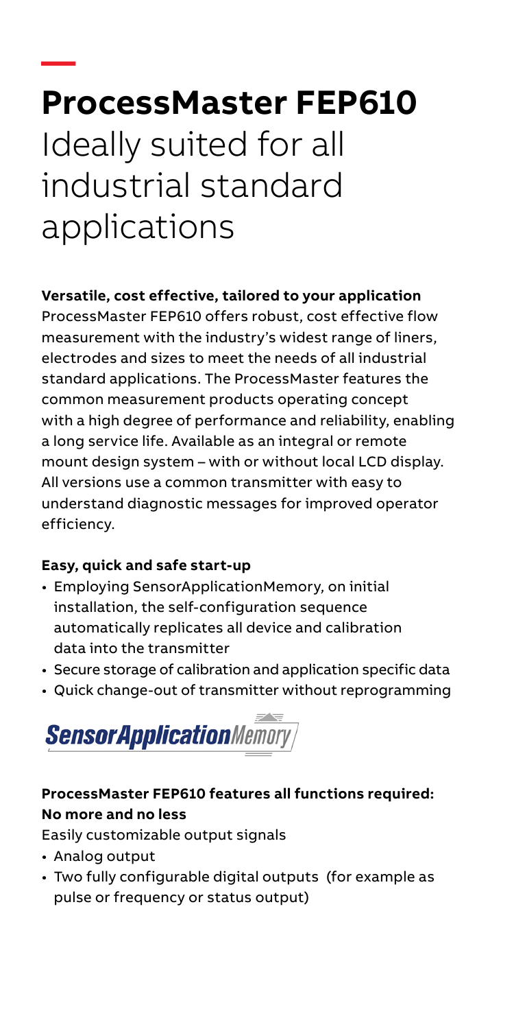# ProcessMaster FEP610

## Ideally suited for all industrial standard applications

**Versatile, cost effective, tailored to your application**

ProcessMaster FEP610 offers robust, cost effective flow measurement with the industry's widest range of liners, electrodes and sizes to meet the needs of all industrial standard applications. The ProcessMaster features the common measurement products operating concept with a high degree of performance and reliability, enabling a long service life. Available as an integral or remote mount design system – with or without local LCD display. All versions use a common transmitter with easy to understand diagnostic messages for improved operator efficiency.

**Easy, quick and safe start-up**

- Employing SensorApplicationMemory, on initial installation, the self-configuration sequence automatically replicates all device and calibration data into the transmitter
- Secure storage of calibration and application specific data
- Quick change-out of transmitter without reprogramming

SensorApplicationMemory

**ProcessMaster FEP610 features all functions required: No more and no less**

Easily customizable output signals

- Analog output
- Two fully configurable digital outputs (for example as pulse or frequency or status output)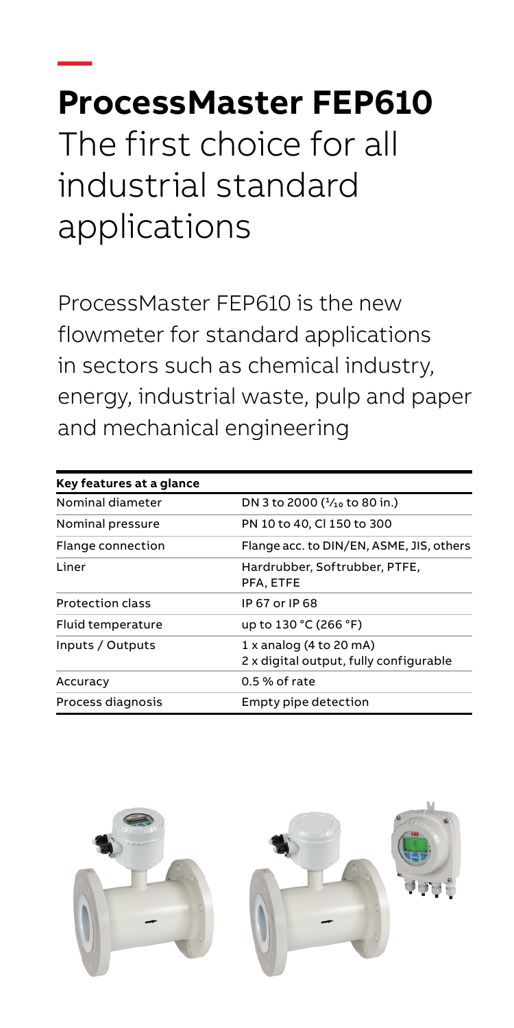# ProcessMaster FEP610

## The first choice for all industrial standard applications

ProcessMaster FEP610 is the new flowmeter for standard applications in sectors such as chemical industry, energy, industrial waste, pulp and paper and mechanical engineering

| Key features at a glance | |
|---|---|
| Nominal diameter | DN 3 to 2000 ($^1/_{10}$ to 80 in.) |
| Nominal pressure | PN 10 to 40, Cl 150 to 300 |
| Flange connection | Flange acc. to DIN/EN, ASME, JIS, others |
| Liner | Hardrubber, Softrubber, PTFE, PFA, ETFE |
| Protection class | IP 67 or IP 68 |
| Fluid temperature | up to 130 °C (266 °F) |
| Inputs / Outputs | 1 x analog (4 to 20 mA)<br>2 x digital output, fully configurable |
| Accuracy | 0.5 % of rate |
| Process diagnosis | Empty pipe detection |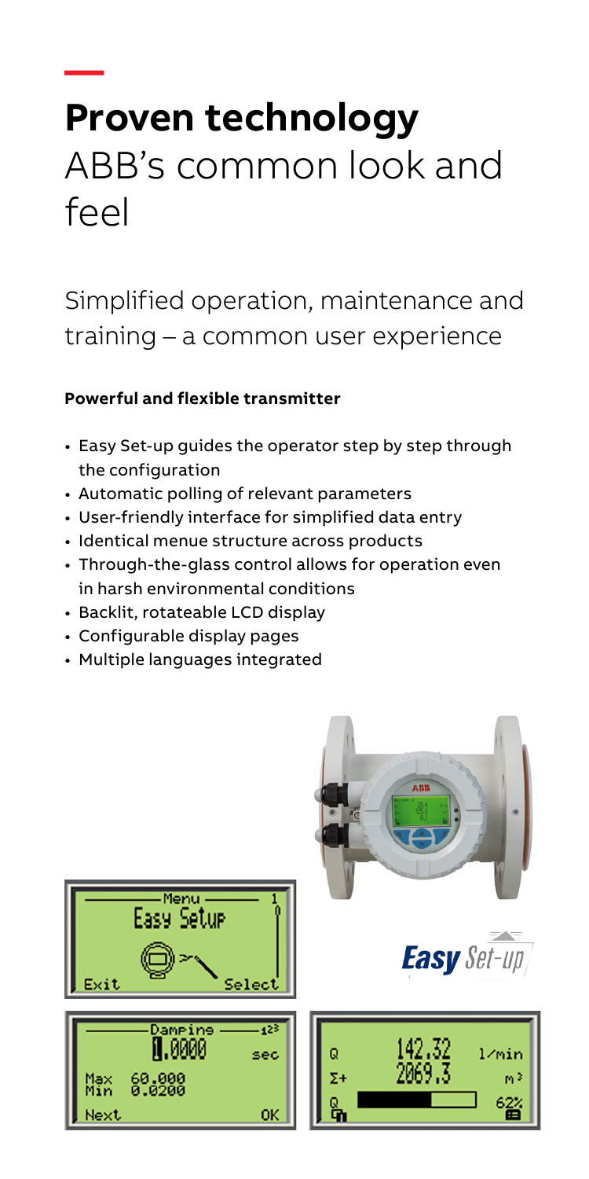# Proven technology

ABB's common look and feel

## Simplified operation, maintenance and training – a common user experience

**Powerful and flexible transmitter**

- Easy Set-up guides the operator step by step through the configuration
- Automatic polling of relevant parameters
- User-friendly interface for simplified data entry
- Identical menue structure across products
- Through-the-glass control allows for operation even in harsh environmental conditions
- Backlit, rotateable LCD display
- Configurable display pages
- Multiple languages integrated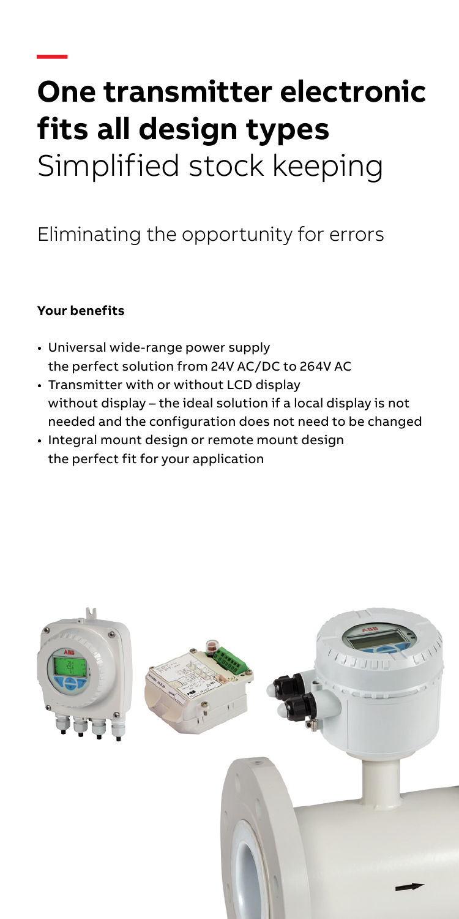# One transmitter electronic fits all design types

Simplified stock keeping

Eliminating the opportunity for errors

**Your benefits**

- Universal wide-range power supply
  the perfect solution from 24V AC/DC to 264V AC
- Transmitter with or without LCD display
  without display – the ideal solution if a local display is not needed and the configuration does not need to be changed
- Integral mount design or remote mount design
  the perfect fit for your application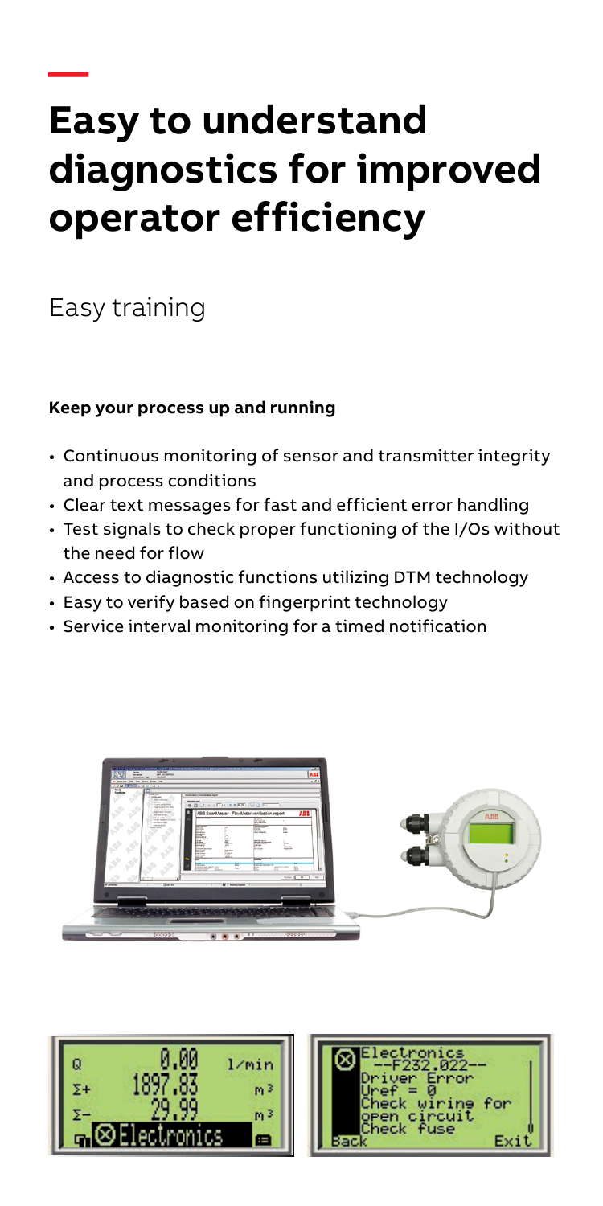# Easy to understand diagnostics for improved operator efficiency

## Easy training

**Keep your process up and running**

- Continuous monitoring of sensor and transmitter integrity and process conditions
- Clear text messages for fast and efficient error handling
- Test signals to check proper functioning of the I/Os without the need for flow
- Access to diagnostic functions utilizing DTM technology
- Easy to verify based on fingerprint technology
- Service interval monitoring for a timed notification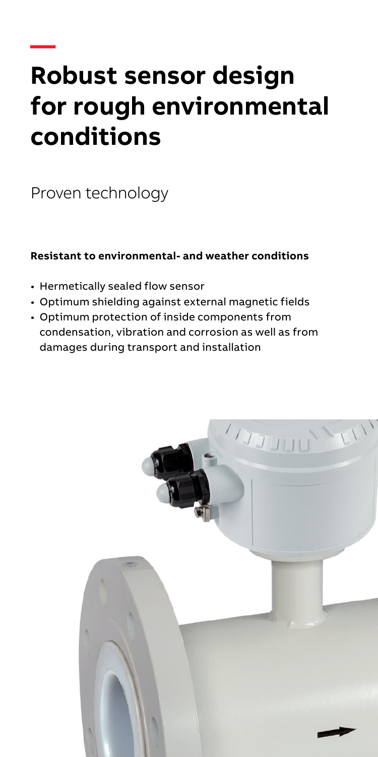# Robust sensor design for rough environmental conditions

Proven technology

**Resistant to environmental- and weather conditions**

- Hermetically sealed flow sensor
- Optimum shielding against external magnetic fields
- Optimum protection of inside components from condensation, vibration and corrosion as well as from damages during transport and installation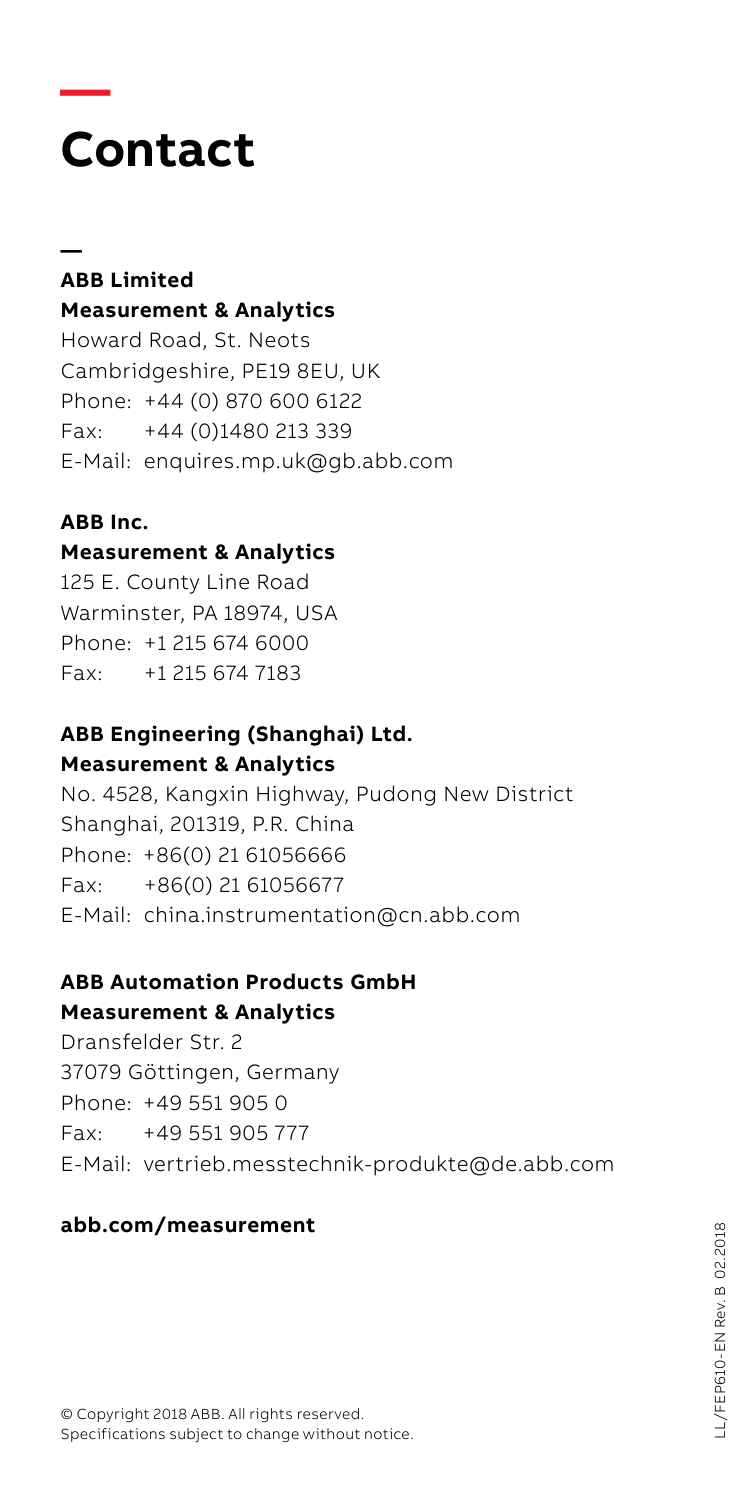# Contact

**ABB Limited**
**Measurement & Analytics**
Howard Road, St. Neots
Cambridgeshire, PE19 8EU, UK
Phone: +44 (0) 870 600 6122
Fax: +44 (0)1480 213 339
E-Mail: enquires.mp.uk@gb.abb.com

**ABB Inc.**
**Measurement & Analytics**
125 E. County Line Road
Warminster, PA 18974, USA
Phone: +1 215 674 6000
Fax: +1 215 674 7183

**ABB Engineering (Shanghai) Ltd.**
**Measurement & Analytics**
No. 4528, Kangxin Highway, Pudong New District
Shanghai, 201319, P.R. China
Phone: +86(0) 21 61056666
Fax: +86(0) 21 61056677
E-Mail: china.instrumentation@cn.abb.com

**ABB Automation Products GmbH**
**Measurement & Analytics**
Dransfelder Str. 2
37079 Göttingen, Germany
Phone: +49 551 905 0
Fax: +49 551 905 777
E-Mail: vertrieb.messtechnik-produkte@de.abb.com

**abb.com/measurement**

LL/FEP610-EN Rev. B 02.2018

© Copyright 2018 ABB. All rights reserved.
Specifications subject to change without notice.